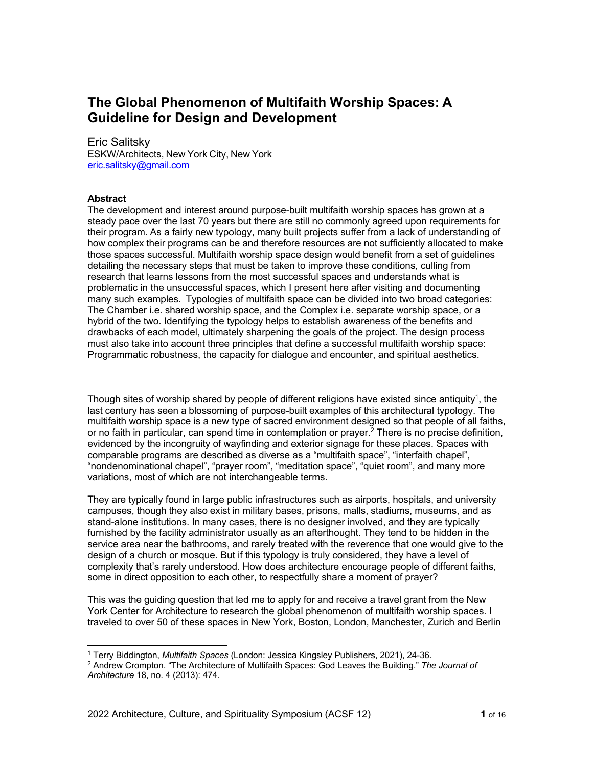# The Global Phenomenon of Multifaith Worship Spaces: A Guideline for Design and Development

Eric Salitsky
ESKW/Architects, New York City, New York
eric.salitsky@gmail.com

**Abstract**

The development and interest around purpose-built multifaith worship spaces has grown at a steady pace over the last 70 years but there are still no commonly agreed upon requirements for their program. As a fairly new typology, many built projects suffer from a lack of understanding of how complex their programs can be and therefore resources are not sufficiently allocated to make those spaces successful. Multifaith worship space design would benefit from a set of guidelines detailing the necessary steps that must be taken to improve these conditions, culling from research that learns lessons from the most successful spaces and understands what is problematic in the unsuccessful spaces, which I present here after visiting and documenting many such examples. Typologies of multifaith space can be divided into two broad categories: The Chamber i.e. shared worship space, and the Complex i.e. separate worship space, or a hybrid of the two. Identifying the typology helps to establish awareness of the benefits and drawbacks of each model, ultimately sharpening the goals of the project. The design process must also take into account three principles that define a successful multifaith worship space: Programmatic robustness, the capacity for dialogue and encounter, and spiritual aesthetics.

Though sites of worship shared by people of different religions have existed since antiquity[1], the last century has seen a blossoming of purpose-built examples of this architectural typology. The multifaith worship space is a new type of sacred environment designed so that people of all faiths, or no faith in particular, can spend time in contemplation or prayer.[2] There is no precise definition, evidenced by the incongruity of wayfinding and exterior signage for these places. Spaces with comparable programs are described as diverse as a "multifaith space", "interfaith chapel", "nondenominational chapel", "prayer room", "meditation space", "quiet room", and many more variations, most of which are not interchangeable terms.

They are typically found in large public infrastructures such as airports, hospitals, and university campuses, though they also exist in military bases, prisons, malls, stadiums, museums, and as stand-alone institutions. In many cases, there is no designer involved, and they are typically furnished by the facility administrator usually as an afterthought. They tend to be hidden in the service area near the bathrooms, and rarely treated with the reverence that one would give to the design of a church or mosque. But if this typology is truly considered, they have a level of complexity that's rarely understood. How does architecture encourage people of different faiths, some in direct opposition to each other, to respectfully share a moment of prayer?

This was the guiding question that led me to apply for and receive a travel grant from the New York Center for Architecture to research the global phenomenon of multifaith worship spaces. I traveled to over 50 of these spaces in New York, Boston, London, Manchester, Zurich and Berlin

[1] Terry Biddington, *Multifaith Spaces* (London: Jessica Kingsley Publishers, 2021), 24-36.

[2] Andrew Crompton. "The Architecture of Multifaith Spaces: God Leaves the Building." *The Journal of Architecture* 18, no. 4 (2013): 474.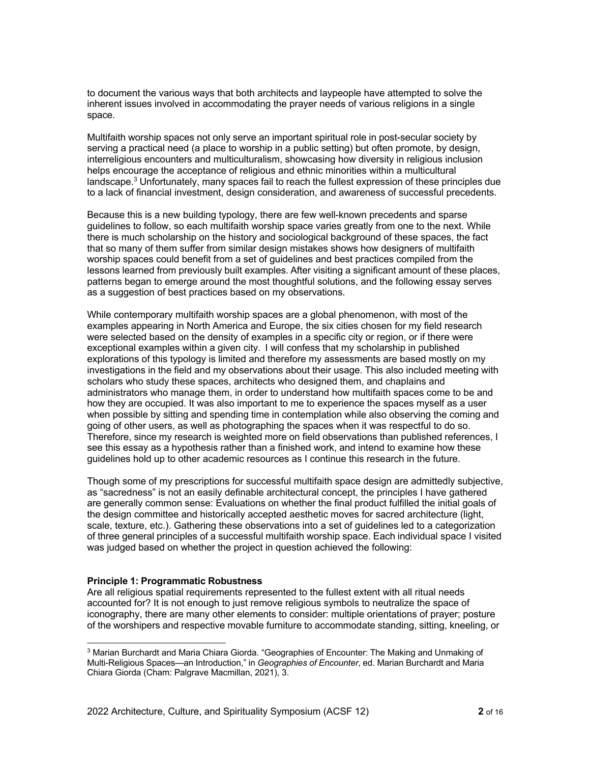to document the various ways that both architects and laypeople have attempted to solve the inherent issues involved in accommodating the prayer needs of various religions in a single space.

Multifaith worship spaces not only serve an important spiritual role in post-secular society by serving a practical need (a place to worship in a public setting) but often promote, by design, interreligious encounters and multiculturalism, showcasing how diversity in religious inclusion helps encourage the acceptance of religious and ethnic minorities within a multicultural landscape.[3] Unfortunately, many spaces fail to reach the fullest expression of these principles due to a lack of financial investment, design consideration, and awareness of successful precedents.

Because this is a new building typology, there are few well-known precedents and sparse guidelines to follow, so each multifaith worship space varies greatly from one to the next. While there is much scholarship on the history and sociological background of these spaces, the fact that so many of them suffer from similar design mistakes shows how designers of multifaith worship spaces could benefit from a set of guidelines and best practices compiled from the lessons learned from previously built examples. After visiting a significant amount of these places, patterns began to emerge around the most thoughtful solutions, and the following essay serves as a suggestion of best practices based on my observations.

While contemporary multifaith worship spaces are a global phenomenon, with most of the examples appearing in North America and Europe, the six cities chosen for my field research were selected based on the density of examples in a specific city or region, or if there were exceptional examples within a given city. I will confess that my scholarship in published explorations of this typology is limited and therefore my assessments are based mostly on my investigations in the field and my observations about their usage. This also included meeting with scholars who study these spaces, architects who designed them, and chaplains and administrators who manage them, in order to understand how multifaith spaces come to be and how they are occupied. It was also important to me to experience the spaces myself as a user when possible by sitting and spending time in contemplation while also observing the coming and going of other users, as well as photographing the spaces when it was respectful to do so. Therefore, since my research is weighted more on field observations than published references, I see this essay as a hypothesis rather than a finished work, and intend to examine how these guidelines hold up to other academic resources as I continue this research in the future.

Though some of my prescriptions for successful multifaith space design are admittedly subjective, as "sacredness" is not an easily definable architectural concept, the principles I have gathered are generally common sense: Evaluations on whether the final product fulfilled the initial goals of the design committee and historically accepted aesthetic moves for sacred architecture (light, scale, texture, etc.). Gathering these observations into a set of guidelines led to a categorization of three general principles of a successful multifaith worship space. Each individual space I visited was judged based on whether the project in question achieved the following:

**Principle 1: Programmatic Robustness**
Are all religious spatial requirements represented to the fullest extent with all ritual needs accounted for? It is not enough to just remove religious symbols to neutralize the space of iconography, there are many other elements to consider: multiple orientations of prayer; posture of the worshipers and respective movable furniture to accommodate standing, sitting, kneeling, or

[3] Marian Burchardt and Maria Chiara Giorda. "Geographies of Encounter: The Making and Unmaking of Multi-Religious Spaces—an Introduction," in *Geographies of Encounter*, ed. Marian Burchardt and Maria Chiara Giorda (Cham: Palgrave Macmillan, 2021), 3.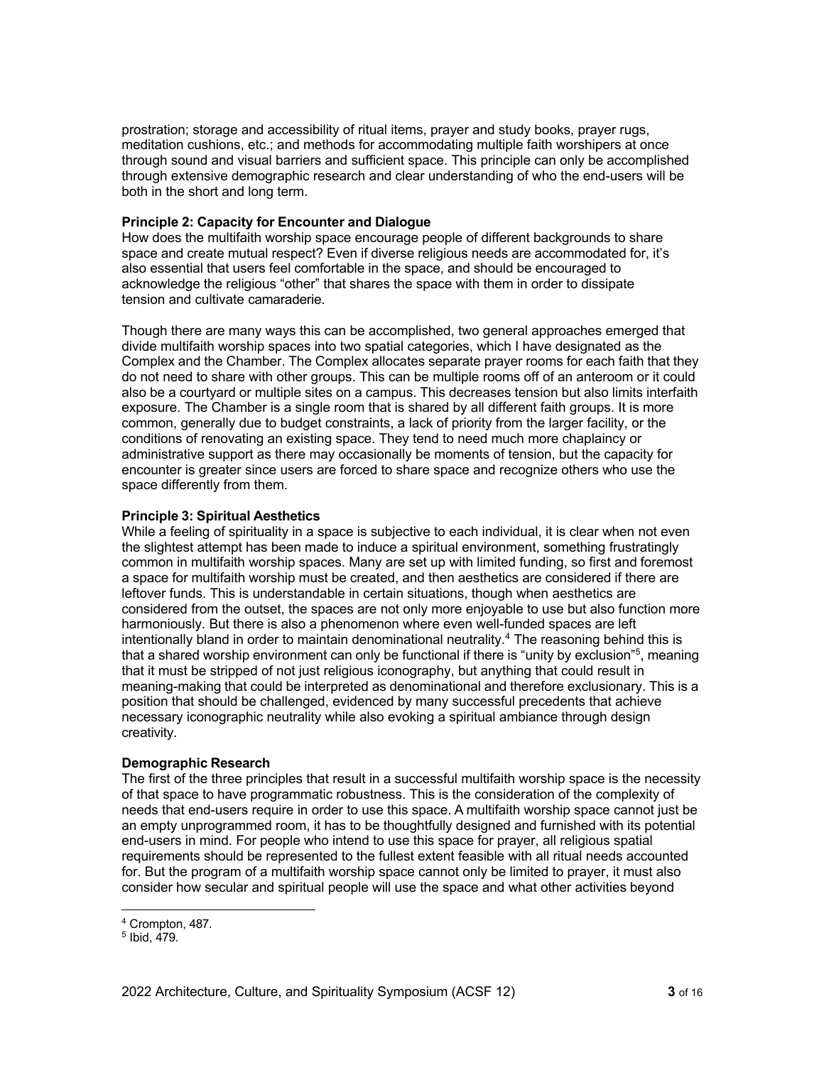prostration; storage and accessibility of ritual items, prayer and study books, prayer rugs, meditation cushions, etc.; and methods for accommodating multiple faith worshipers at once through sound and visual barriers and sufficient space. This principle can only be accomplished through extensive demographic research and clear understanding of who the end-users will be both in the short and long term.

**Principle 2: Capacity for Encounter and Dialogue**

How does the multifaith worship space encourage people of different backgrounds to share space and create mutual respect? Even if diverse religious needs are accommodated for, it's also essential that users feel comfortable in the space, and should be encouraged to acknowledge the religious "other" that shares the space with them in order to dissipate tension and cultivate camaraderie.

Though there are many ways this can be accomplished, two general approaches emerged that divide multifaith worship spaces into two spatial categories, which I have designated as the Complex and the Chamber. The Complex allocates separate prayer rooms for each faith that they do not need to share with other groups. This can be multiple rooms off of an anteroom or it could also be a courtyard or multiple sites on a campus. This decreases tension but also limits interfaith exposure. The Chamber is a single room that is shared by all different faith groups. It is more common, generally due to budget constraints, a lack of priority from the larger facility, or the conditions of renovating an existing space. They tend to need much more chaplaincy or administrative support as there may occasionally be moments of tension, but the capacity for encounter is greater since users are forced to share space and recognize others who use the space differently from them.

**Principle 3: Spiritual Aesthetics**

While a feeling of spirituality in a space is subjective to each individual, it is clear when not even the slightest attempt has been made to induce a spiritual environment, something frustratingly common in multifaith worship spaces. Many are set up with limited funding, so first and foremost a space for multifaith worship must be created, and then aesthetics are considered if there are leftover funds. This is understandable in certain situations, though when aesthetics are considered from the outset, the spaces are not only more enjoyable to use but also function more harmoniously. But there is also a phenomenon where even well-funded spaces are left intentionally bland in order to maintain denominational neutrality.[4] The reasoning behind this is that a shared worship environment can only be functional if there is "unity by exclusion"[5], meaning that it must be stripped of not just religious iconography, but anything that could result in meaning-making that could be interpreted as denominational and therefore exclusionary. This is a position that should be challenged, evidenced by many successful precedents that achieve necessary iconographic neutrality while also evoking a spiritual ambiance through design creativity.

**Demographic Research**

The first of the three principles that result in a successful multifaith worship space is the necessity of that space to have programmatic robustness. This is the consideration of the complexity of needs that end-users require in order to use this space. A multifaith worship space cannot just be an empty unprogrammed room, it has to be thoughtfully designed and furnished with its potential end-users in mind. For people who intend to use this space for prayer, all religious spatial requirements should be represented to the fullest extent feasible with all ritual needs accounted for. But the program of a multifaith worship space cannot only be limited to prayer, it must also consider how secular and spiritual people will use the space and what other activities beyond

[4] Crompton, 487.

[5] Ibid, 479.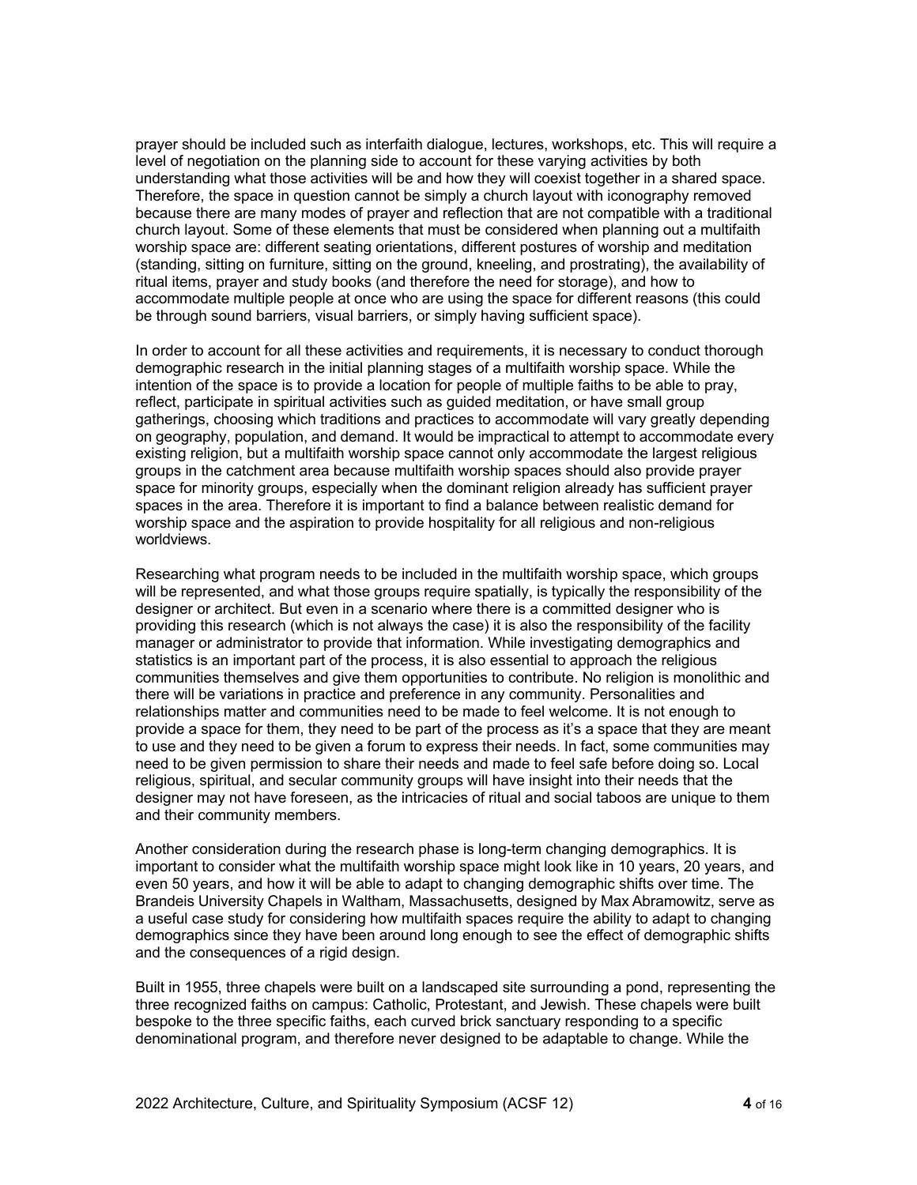prayer should be included such as interfaith dialogue, lectures, workshops, etc. This will require a level of negotiation on the planning side to account for these varying activities by both understanding what those activities will be and how they will coexist together in a shared space. Therefore, the space in question cannot be simply a church layout with iconography removed because there are many modes of prayer and reflection that are not compatible with a traditional church layout. Some of these elements that must be considered when planning out a multifaith worship space are: different seating orientations, different postures of worship and meditation (standing, sitting on furniture, sitting on the ground, kneeling, and prostrating), the availability of ritual items, prayer and study books (and therefore the need for storage), and how to accommodate multiple people at once who are using the space for different reasons (this could be through sound barriers, visual barriers, or simply having sufficient space).

In order to account for all these activities and requirements, it is necessary to conduct thorough demographic research in the initial planning stages of a multifaith worship space. While the intention of the space is to provide a location for people of multiple faiths to be able to pray, reflect, participate in spiritual activities such as guided meditation, or have small group gatherings, choosing which traditions and practices to accommodate will vary greatly depending on geography, population, and demand. It would be impractical to attempt to accommodate every existing religion, but a multifaith worship space cannot only accommodate the largest religious groups in the catchment area because multifaith worship spaces should also provide prayer space for minority groups, especially when the dominant religion already has sufficient prayer spaces in the area. Therefore it is important to find a balance between realistic demand for worship space and the aspiration to provide hospitality for all religious and non-religious worldviews.

Researching what program needs to be included in the multifaith worship space, which groups will be represented, and what those groups require spatially, is typically the responsibility of the designer or architect. But even in a scenario where there is a committed designer who is providing this research (which is not always the case) it is also the responsibility of the facility manager or administrator to provide that information. While investigating demographics and statistics is an important part of the process, it is also essential to approach the religious communities themselves and give them opportunities to contribute. No religion is monolithic and there will be variations in practice and preference in any community. Personalities and relationships matter and communities need to be made to feel welcome. It is not enough to provide a space for them, they need to be part of the process as it's a space that they are meant to use and they need to be given a forum to express their needs. In fact, some communities may need to be given permission to share their needs and made to feel safe before doing so. Local religious, spiritual, and secular community groups will have insight into their needs that the designer may not have foreseen, as the intricacies of ritual and social taboos are unique to them and their community members.

Another consideration during the research phase is long-term changing demographics. It is important to consider what the multifaith worship space might look like in 10 years, 20 years, and even 50 years, and how it will be able to adapt to changing demographic shifts over time. The Brandeis University Chapels in Waltham, Massachusetts, designed by Max Abramowitz, serve as a useful case study for considering how multifaith spaces require the ability to adapt to changing demographics since they have been around long enough to see the effect of demographic shifts and the consequences of a rigid design.

Built in 1955, three chapels were built on a landscaped site surrounding a pond, representing the three recognized faiths on campus: Catholic, Protestant, and Jewish. These chapels were built bespoke to the three specific faiths, each curved brick sanctuary responding to a specific denominational program, and therefore never designed to be adaptable to change. While the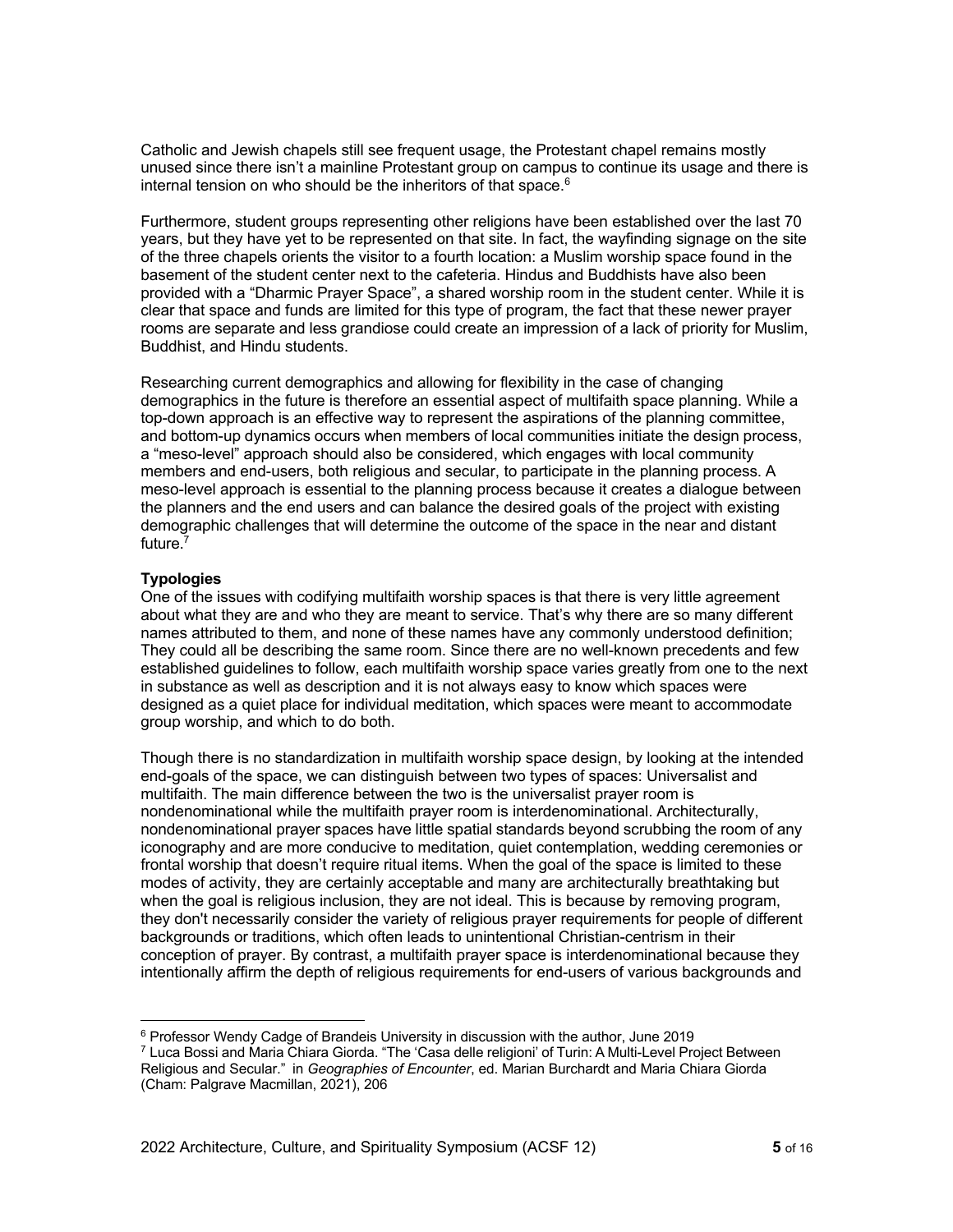Catholic and Jewish chapels still see frequent usage, the Protestant chapel remains mostly unused since there isn't a mainline Protestant group on campus to continue its usage and there is internal tension on who should be the inheritors of that space.[6]

Furthermore, student groups representing other religions have been established over the last 70 years, but they have yet to be represented on that site. In fact, the wayfinding signage on the site of the three chapels orients the visitor to a fourth location: a Muslim worship space found in the basement of the student center next to the cafeteria. Hindus and Buddhists have also been provided with a "Dharmic Prayer Space", a shared worship room in the student center. While it is clear that space and funds are limited for this type of program, the fact that these newer prayer rooms are separate and less grandiose could create an impression of a lack of priority for Muslim, Buddhist, and Hindu students.

Researching current demographics and allowing for flexibility in the case of changing demographics in the future is therefore an essential aspect of multifaith space planning. While a top-down approach is an effective way to represent the aspirations of the planning committee, and bottom-up dynamics occurs when members of local communities initiate the design process, a "meso-level" approach should also be considered, which engages with local community members and end-users, both religious and secular, to participate in the planning process. A meso-level approach is essential to the planning process because it creates a dialogue between the planners and the end users and can balance the desired goals of the project with existing demographic challenges that will determine the outcome of the space in the near and distant future.[7]

**Typologies**

One of the issues with codifying multifaith worship spaces is that there is very little agreement about what they are and who they are meant to service. That's why there are so many different names attributed to them, and none of these names have any commonly understood definition; They could all be describing the same room. Since there are no well-known precedents and few established guidelines to follow, each multifaith worship space varies greatly from one to the next in substance as well as description and it is not always easy to know which spaces were designed as a quiet place for individual meditation, which spaces were meant to accommodate group worship, and which to do both.

Though there is no standardization in multifaith worship space design, by looking at the intended end-goals of the space, we can distinguish between two types of spaces: Universalist and multifaith. The main difference between the two is the universalist prayer room is nondenominational while the multifaith prayer room is interdenominational. Architecturally, nondenominational prayer spaces have little spatial standards beyond scrubbing the room of any iconography and are more conducive to meditation, quiet contemplation, wedding ceremonies or frontal worship that doesn't require ritual items. When the goal of the space is limited to these modes of activity, they are certainly acceptable and many are architecturally breathtaking but when the goal is religious inclusion, they are not ideal. This is because by removing program, they don't necessarily consider the variety of religious prayer requirements for people of different backgrounds or traditions, which often leads to unintentional Christian-centrism in their conception of prayer. By contrast, a multifaith prayer space is interdenominational because they intentionally affirm the depth of religious requirements for end-users of various backgrounds and

---

[6] Professor Wendy Cadge of Brandeis University in discussion with the author, June 2019

[7] Luca Bossi and Maria Chiara Giorda. "The 'Casa delle religioni' of Turin: A Multi-Level Project Between Religious and Secular." in *Geographies of Encounter*, ed. Marian Burchardt and Maria Chiara Giorda (Cham: Palgrave Macmillan, 2021), 206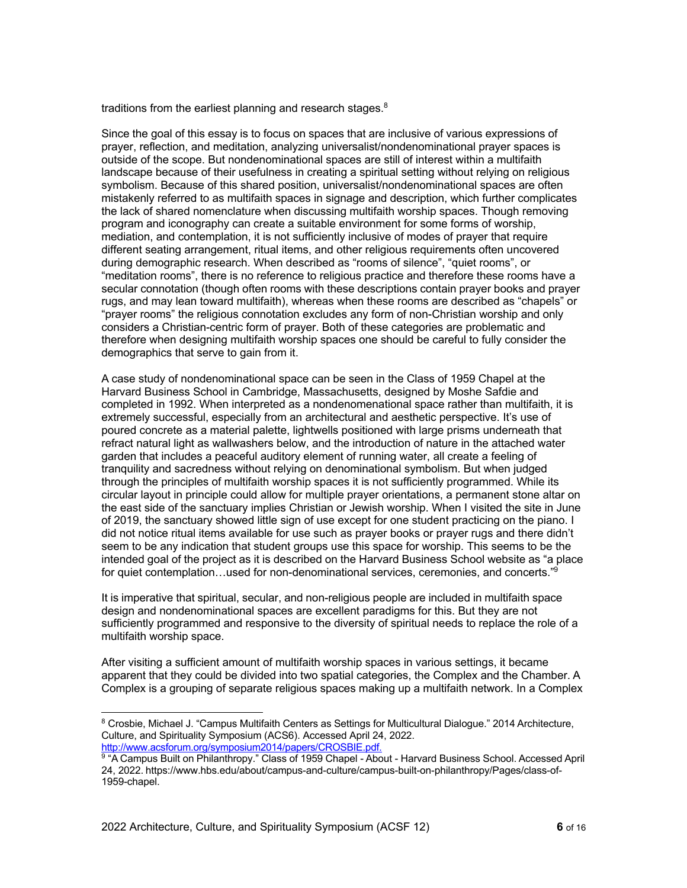traditions from the earliest planning and research stages.[8]

Since the goal of this essay is to focus on spaces that are inclusive of various expressions of prayer, reflection, and meditation, analyzing universalist/nondenominational prayer spaces is outside of the scope. But nondenominational spaces are still of interest within a multifaith landscape because of their usefulness in creating a spiritual setting without relying on religious symbolism. Because of this shared position, universalist/nondenominational spaces are often mistakenly referred to as multifaith spaces in signage and description, which further complicates the lack of shared nomenclature when discussing multifaith worship spaces. Though removing program and iconography can create a suitable environment for some forms of worship, mediation, and contemplation, it is not sufficiently inclusive of modes of prayer that require different seating arrangement, ritual items, and other religious requirements often uncovered during demographic research. When described as "rooms of silence", "quiet rooms", or "meditation rooms", there is no reference to religious practice and therefore these rooms have a secular connotation (though often rooms with these descriptions contain prayer books and prayer rugs, and may lean toward multifaith), whereas when these rooms are described as "chapels" or "prayer rooms" the religious connotation excludes any form of non-Christian worship and only considers a Christian-centric form of prayer. Both of these categories are problematic and therefore when designing multifaith worship spaces one should be careful to fully consider the demographics that serve to gain from it.

A case study of nondenominational space can be seen in the Class of 1959 Chapel at the Harvard Business School in Cambridge, Massachusetts, designed by Moshe Safdie and completed in 1992. When interpreted as a nondenomenational space rather than multifaith, it is extremely successful, especially from an architectural and aesthetic perspective. It's use of poured concrete as a material palette, lightwells positioned with large prisms underneath that refract natural light as wallwashers below, and the introduction of nature in the attached water garden that includes a peaceful auditory element of running water, all create a feeling of tranquility and sacredness without relying on denominational symbolism. But when judged through the principles of multifaith worship spaces it is not sufficiently programmed. While its circular layout in principle could allow for multiple prayer orientations, a permanent stone altar on the east side of the sanctuary implies Christian or Jewish worship. When I visited the site in June of 2019, the sanctuary showed little sign of use except for one student practicing on the piano. I did not notice ritual items available for use such as prayer books or prayer rugs and there didn't seem to be any indication that student groups use this space for worship. This seems to be the intended goal of the project as it is described on the Harvard Business School website as "a place for quiet contemplation…used for non-denominational services, ceremonies, and concerts."[9]

It is imperative that spiritual, secular, and non-religious people are included in multifaith space design and nondenominational spaces are excellent paradigms for this. But they are not sufficiently programmed and responsive to the diversity of spiritual needs to replace the role of a multifaith worship space.

After visiting a sufficient amount of multifaith worship spaces in various settings, it became apparent that they could be divided into two spatial categories, the Complex and the Chamber. A Complex is a grouping of separate religious spaces making up a multifaith network. In a Complex

---

[8] Crosbie, Michael J. "Campus Multifaith Centers as Settings for Multicultural Dialogue." 2014 Architecture, Culture, and Spirituality Symposium (ACS6). Accessed April 24, 2022. http://www.acsforum.org/symposium2014/papers/CROSBIE.pdf.

[9] "A Campus Built on Philanthropy." Class of 1959 Chapel - About - Harvard Business School. Accessed April 24, 2022. https://www.hbs.edu/about/campus-and-culture/campus-built-on-philanthropy/Pages/class-of-1959-chapel.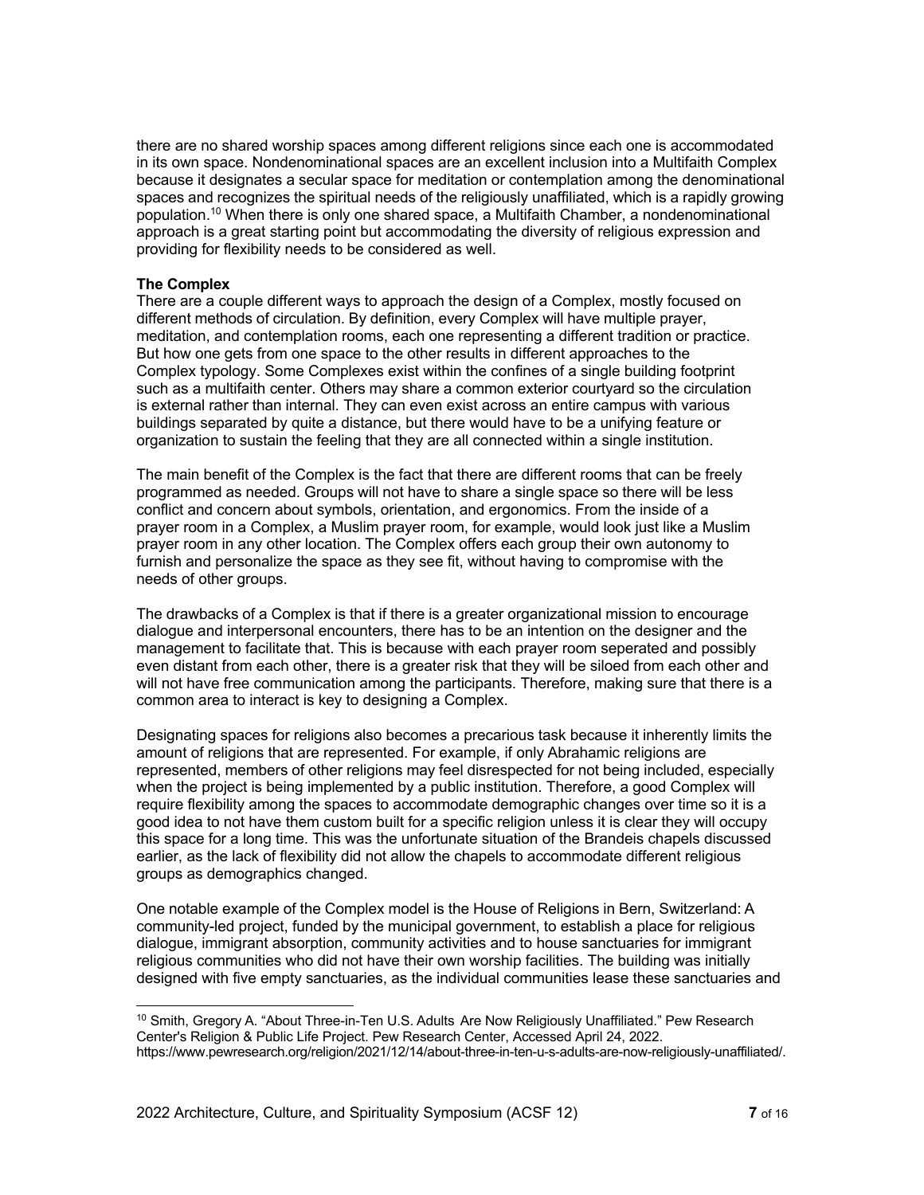there are no shared worship spaces among different religions since each one is accommodated in its own space. Nondenominational spaces are an excellent inclusion into a Multifaith Complex because it designates a secular space for meditation or contemplation among the denominational spaces and recognizes the spiritual needs of the religiously unaffiliated, which is a rapidly growing population.[10] When there is only one shared space, a Multifaith Chamber, a nondenominational approach is a great starting point but accommodating the diversity of religious expression and providing for flexibility needs to be considered as well.

**The Complex**

There are a couple different ways to approach the design of a Complex, mostly focused on different methods of circulation. By definition, every Complex will have multiple prayer, meditation, and contemplation rooms, each one representing a different tradition or practice. But how one gets from one space to the other results in different approaches to the Complex typology. Some Complexes exist within the confines of a single building footprint such as a multifaith center. Others may share a common exterior courtyard so the circulation is external rather than internal. They can even exist across an entire campus with various buildings separated by quite a distance, but there would have to be a unifying feature or organization to sustain the feeling that they are all connected within a single institution.

The main benefit of the Complex is the fact that there are different rooms that can be freely programmed as needed. Groups will not have to share a single space so there will be less conflict and concern about symbols, orientation, and ergonomics. From the inside of a prayer room in a Complex, a Muslim prayer room, for example, would look just like a Muslim prayer room in any other location. The Complex offers each group their own autonomy to furnish and personalize the space as they see fit, without having to compromise with the needs of other groups.

The drawbacks of a Complex is that if there is a greater organizational mission to encourage dialogue and interpersonal encounters, there has to be an intention on the designer and the management to facilitate that. This is because with each prayer room seperated and possibly even distant from each other, there is a greater risk that they will be siloed from each other and will not have free communication among the participants. Therefore, making sure that there is a common area to interact is key to designing a Complex.

Designating spaces for religions also becomes a precarious task because it inherently limits the amount of religions that are represented. For example, if only Abrahamic religions are represented, members of other religions may feel disrespected for not being included, especially when the project is being implemented by a public institution. Therefore, a good Complex will require flexibility among the spaces to accommodate demographic changes over time so it is a good idea to not have them custom built for a specific religion unless it is clear they will occupy this space for a long time. This was the unfortunate situation of the Brandeis chapels discussed earlier, as the lack of flexibility did not allow the chapels to accommodate different religious groups as demographics changed.

One notable example of the Complex model is the House of Religions in Bern, Switzerland: A community-led project, funded by the municipal government, to establish a place for religious dialogue, immigrant absorption, community activities and to house sanctuaries for immigrant religious communities who did not have their own worship facilities. The building was initially designed with five empty sanctuaries, as the individual communities lease these sanctuaries and

---

[10] Smith, Gregory A. "About Three-in-Ten U.S. Adults Are Now Religiously Unaffiliated." Pew Research Center's Religion & Public Life Project. Pew Research Center, Accessed April 24, 2022. https://www.pewresearch.org/religion/2021/12/14/about-three-in-ten-u-s-adults-are-now-religiously-unaffiliated/.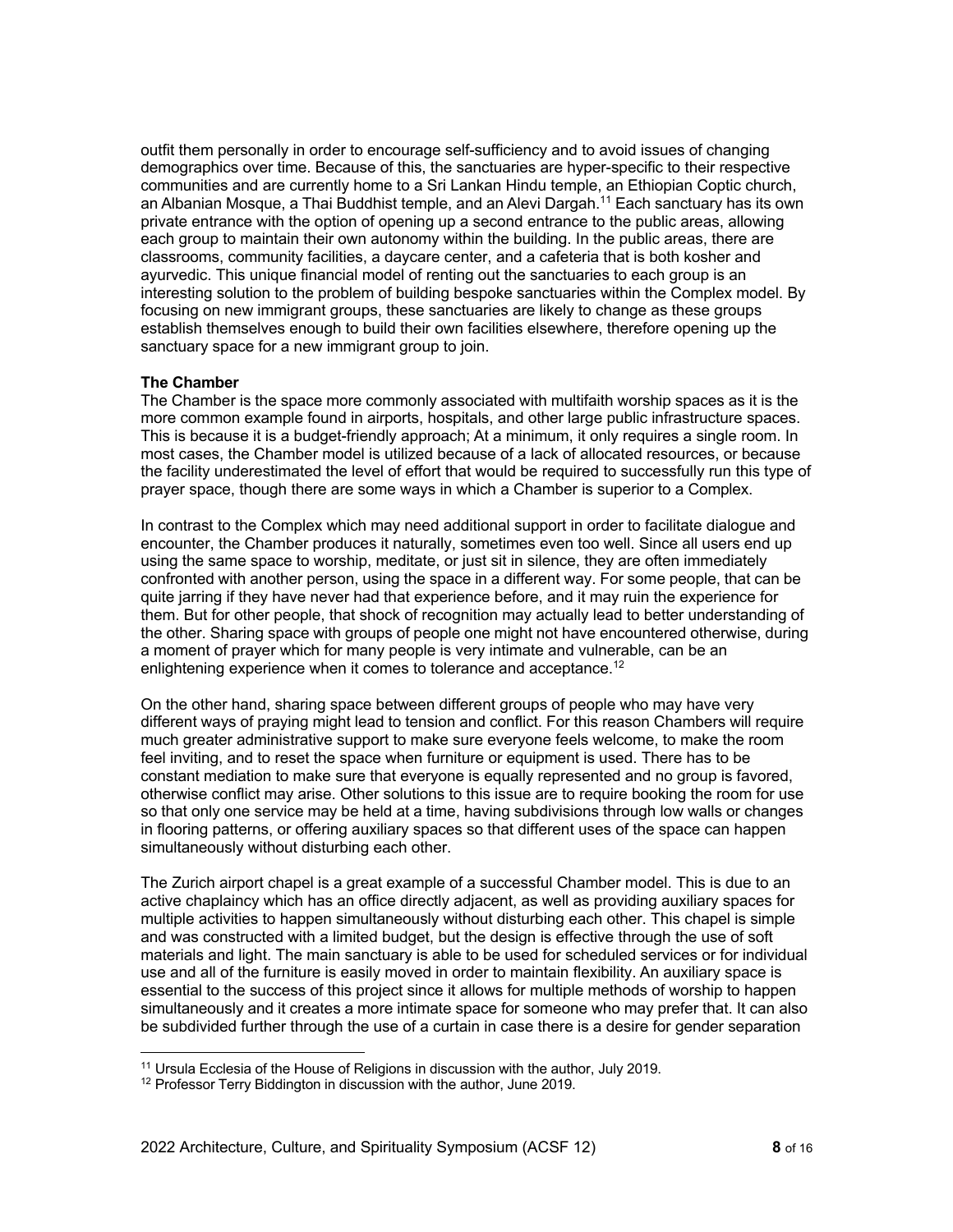outfit them personally in order to encourage self-sufficiency and to avoid issues of changing demographics over time. Because of this, the sanctuaries are hyper-specific to their respective communities and are currently home to a Sri Lankan Hindu temple, an Ethiopian Coptic church, an Albanian Mosque, a Thai Buddhist temple, and an Alevi Dargah.[11] Each sanctuary has its own private entrance with the option of opening up a second entrance to the public areas, allowing each group to maintain their own autonomy within the building. In the public areas, there are classrooms, community facilities, a daycare center, and a cafeteria that is both kosher and ayurvedic. This unique financial model of renting out the sanctuaries to each group is an interesting solution to the problem of building bespoke sanctuaries within the Complex model. By focusing on new immigrant groups, these sanctuaries are likely to change as these groups establish themselves enough to build their own facilities elsewhere, therefore opening up the sanctuary space for a new immigrant group to join.

**The Chamber**

The Chamber is the space more commonly associated with multifaith worship spaces as it is the more common example found in airports, hospitals, and other large public infrastructure spaces. This is because it is a budget-friendly approach; At a minimum, it only requires a single room. In most cases, the Chamber model is utilized because of a lack of allocated resources, or because the facility underestimated the level of effort that would be required to successfully run this type of prayer space, though there are some ways in which a Chamber is superior to a Complex.

In contrast to the Complex which may need additional support in order to facilitate dialogue and encounter, the Chamber produces it naturally, sometimes even too well. Since all users end up using the same space to worship, meditate, or just sit in silence, they are often immediately confronted with another person, using the space in a different way. For some people, that can be quite jarring if they have never had that experience before, and it may ruin the experience for them. But for other people, that shock of recognition may actually lead to better understanding of the other. Sharing space with groups of people one might not have encountered otherwise, during a moment of prayer which for many people is very intimate and vulnerable, can be an enlightening experience when it comes to tolerance and acceptance.[12]

On the other hand, sharing space between different groups of people who may have very different ways of praying might lead to tension and conflict. For this reason Chambers will require much greater administrative support to make sure everyone feels welcome, to make the room feel inviting, and to reset the space when furniture or equipment is used. There has to be constant mediation to make sure that everyone is equally represented and no group is favored, otherwise conflict may arise. Other solutions to this issue are to require booking the room for use so that only one service may be held at a time, having subdivisions through low walls or changes in flooring patterns, or offering auxiliary spaces so that different uses of the space can happen simultaneously without disturbing each other.

The Zurich airport chapel is a great example of a successful Chamber model. This is due to an active chaplaincy which has an office directly adjacent, as well as providing auxiliary spaces for multiple activities to happen simultaneously without disturbing each other. This chapel is simple and was constructed with a limited budget, but the design is effective through the use of soft materials and light. The main sanctuary is able to be used for scheduled services or for individual use and all of the furniture is easily moved in order to maintain flexibility. An auxiliary space is essential to the success of this project since it allows for multiple methods of worship to happen simultaneously and it creates a more intimate space for someone who may prefer that. It can also be subdivided further through the use of a curtain in case there is a desire for gender separation

[11] Ursula Ecclesia of the House of Religions in discussion with the author, July 2019.

[12] Professor Terry Biddington in discussion with the author, June 2019.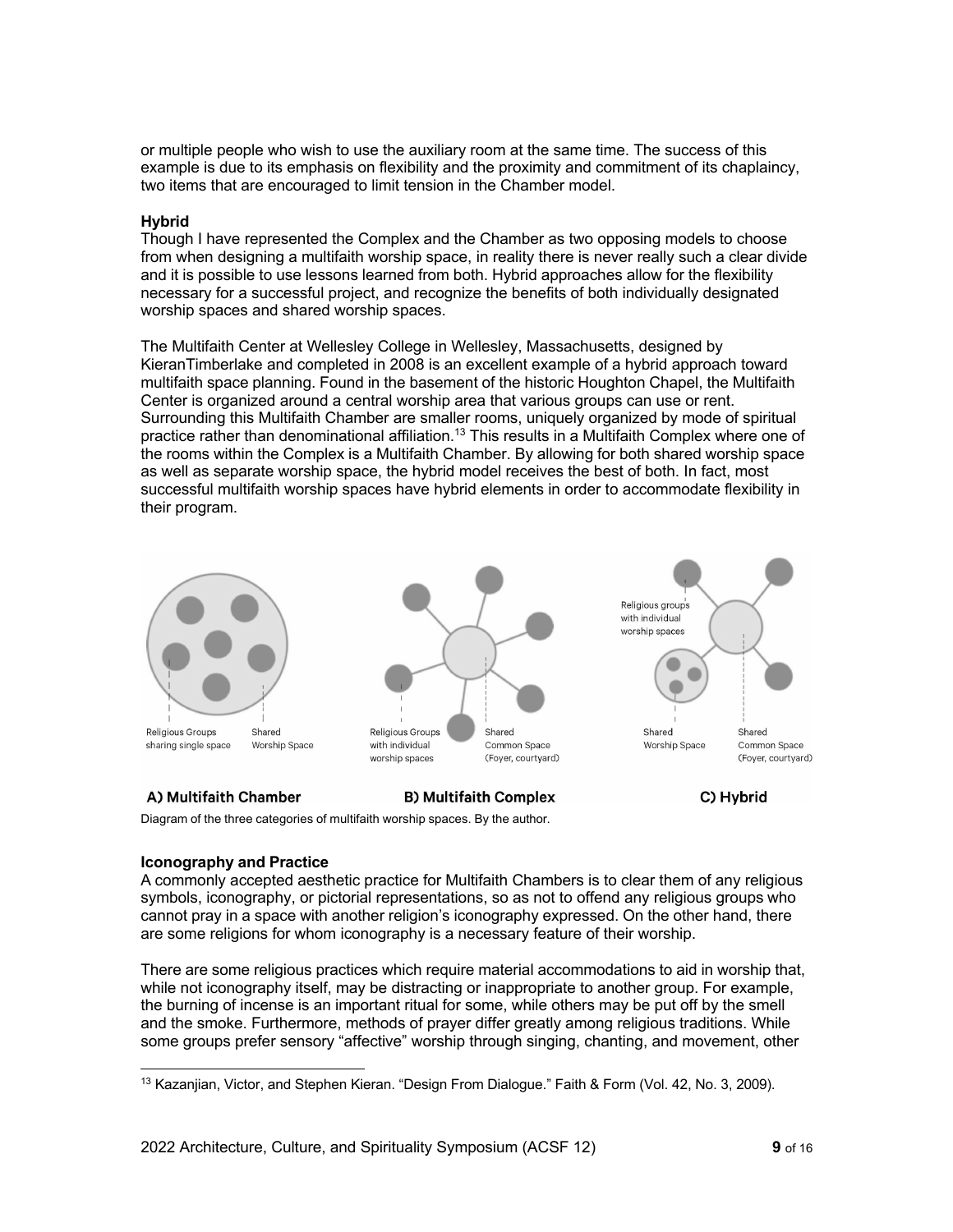or multiple people who wish to use the auxiliary room at the same time. The success of this example is due to its emphasis on flexibility and the proximity and commitment of its chaplaincy, two items that are encouraged to limit tension in the Chamber model.

**Hybrid**

Though I have represented the Complex and the Chamber as two opposing models to choose from when designing a multifaith worship space, in reality there is never really such a clear divide and it is possible to use lessons learned from both. Hybrid approaches allow for the flexibility necessary for a successful project, and recognize the benefits of both individually designated worship spaces and shared worship spaces.

The Multifaith Center at Wellesley College in Wellesley, Massachusetts, designed by KieranTimberlake and completed in 2008 is an excellent example of a hybrid approach toward multifaith space planning. Found in the basement of the historic Houghton Chapel, the Multifaith Center is organized around a central worship area that various groups can use or rent. Surrounding this Multifaith Chamber are smaller rooms, uniquely organized by mode of spiritual practice rather than denominational affiliation.[13] This results in a Multifaith Complex where one of the rooms within the Complex is a Multifaith Chamber. By allowing for both shared worship space as well as separate worship space, the hybrid model receives the best of both. In fact, most successful multifaith worship spaces have hybrid elements in order to accommodate flexibility in their program.

Religious Groups sharing single space | Shared Worship Space | Religious Groups with individual worship spaces | Shared Common Space (Foyer, courtyard) | Religious groups with individual worship spaces | Shared Worship Space | Shared Common Space (Foyer, courtyard)

**A) Multifaith Chamber** **B) Multifaith Complex** **C) Hybrid**

Diagram of the three categories of multifaith worship spaces. By the author.

**Iconography and Practice**

A commonly accepted aesthetic practice for Multifaith Chambers is to clear them of any religious symbols, iconography, or pictorial representations, so as not to offend any religious groups who cannot pray in a space with another religion's iconography expressed. On the other hand, there are some religions for whom iconography is a necessary feature of their worship.

There are some religious practices which require material accommodations to aid in worship that, while not iconography itself, may be distracting or inappropriate to another group. For example, the burning of incense is an important ritual for some, while others may be put off by the smell and the smoke. Furthermore, methods of prayer differ greatly among religious traditions. While some groups prefer sensory "affective" worship through singing, chanting, and movement, other

[13] Kazanjian, Victor, and Stephen Kieran. "Design From Dialogue." Faith & Form (Vol. 42, No. 3, 2009).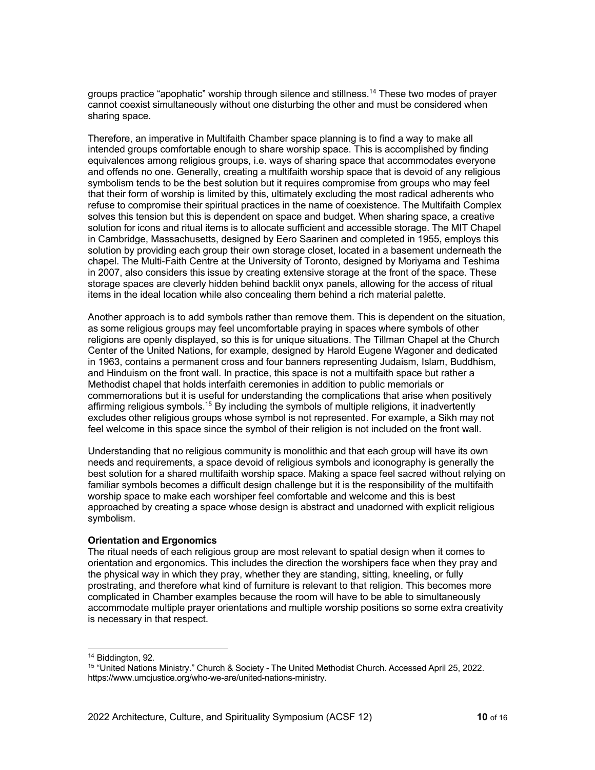groups practice "apophatic" worship through silence and stillness.[14] These two modes of prayer cannot coexist simultaneously without one disturbing the other and must be considered when sharing space.

Therefore, an imperative in Multifaith Chamber space planning is to find a way to make all intended groups comfortable enough to share worship space. This is accomplished by finding equivalences among religious groups, i.e. ways of sharing space that accommodates everyone and offends no one. Generally, creating a multifaith worship space that is devoid of any religious symbolism tends to be the best solution but it requires compromise from groups who may feel that their form of worship is limited by this, ultimately excluding the most radical adherents who refuse to compromise their spiritual practices in the name of coexistence. The Multifaith Complex solves this tension but this is dependent on space and budget. When sharing space, a creative solution for icons and ritual items is to allocate sufficient and accessible storage. The MIT Chapel in Cambridge, Massachusetts, designed by Eero Saarinen and completed in 1955, employs this solution by providing each group their own storage closet, located in a basement underneath the chapel. The Multi-Faith Centre at the University of Toronto, designed by Moriyama and Teshima in 2007, also considers this issue by creating extensive storage at the front of the space. These storage spaces are cleverly hidden behind backlit onyx panels, allowing for the access of ritual items in the ideal location while also concealing them behind a rich material palette.

Another approach is to add symbols rather than remove them. This is dependent on the situation, as some religious groups may feel uncomfortable praying in spaces where symbols of other religions are openly displayed, so this is for unique situations. The Tillman Chapel at the Church Center of the United Nations, for example, designed by Harold Eugene Wagoner and dedicated in 1963, contains a permanent cross and four banners representing Judaism, Islam, Buddhism, and Hinduism on the front wall. In practice, this space is not a multifaith space but rather a Methodist chapel that holds interfaith ceremonies in addition to public memorials or commemorations but it is useful for understanding the complications that arise when positively affirming religious symbols.[15] By including the symbols of multiple religions, it inadvertently excludes other religious groups whose symbol is not represented. For example, a Sikh may not feel welcome in this space since the symbol of their religion is not included on the front wall.

Understanding that no religious community is monolithic and that each group will have its own needs and requirements, a space devoid of religious symbols and iconography is generally the best solution for a shared multifaith worship space. Making a space feel sacred without relying on familiar symbols becomes a difficult design challenge but it is the responsibility of the multifaith worship space to make each worshiper feel comfortable and welcome and this is best approached by creating a space whose design is abstract and unadorned with explicit religious symbolism.

**Orientation and Ergonomics**

The ritual needs of each religious group are most relevant to spatial design when it comes to orientation and ergonomics. This includes the direction the worshipers face when they pray and the physical way in which they pray, whether they are standing, sitting, kneeling, or fully prostrating, and therefore what kind of furniture is relevant to that religion. This becomes more complicated in Chamber examples because the room will have to be able to simultaneously accommodate multiple prayer orientations and multiple worship positions so some extra creativity is necessary in that respect.

---

[14] Biddington, 92.

[15] "United Nations Ministry." Church & Society - The United Methodist Church. Accessed April 25, 2022. https://www.umcjustice.org/who-we-are/united-nations-ministry.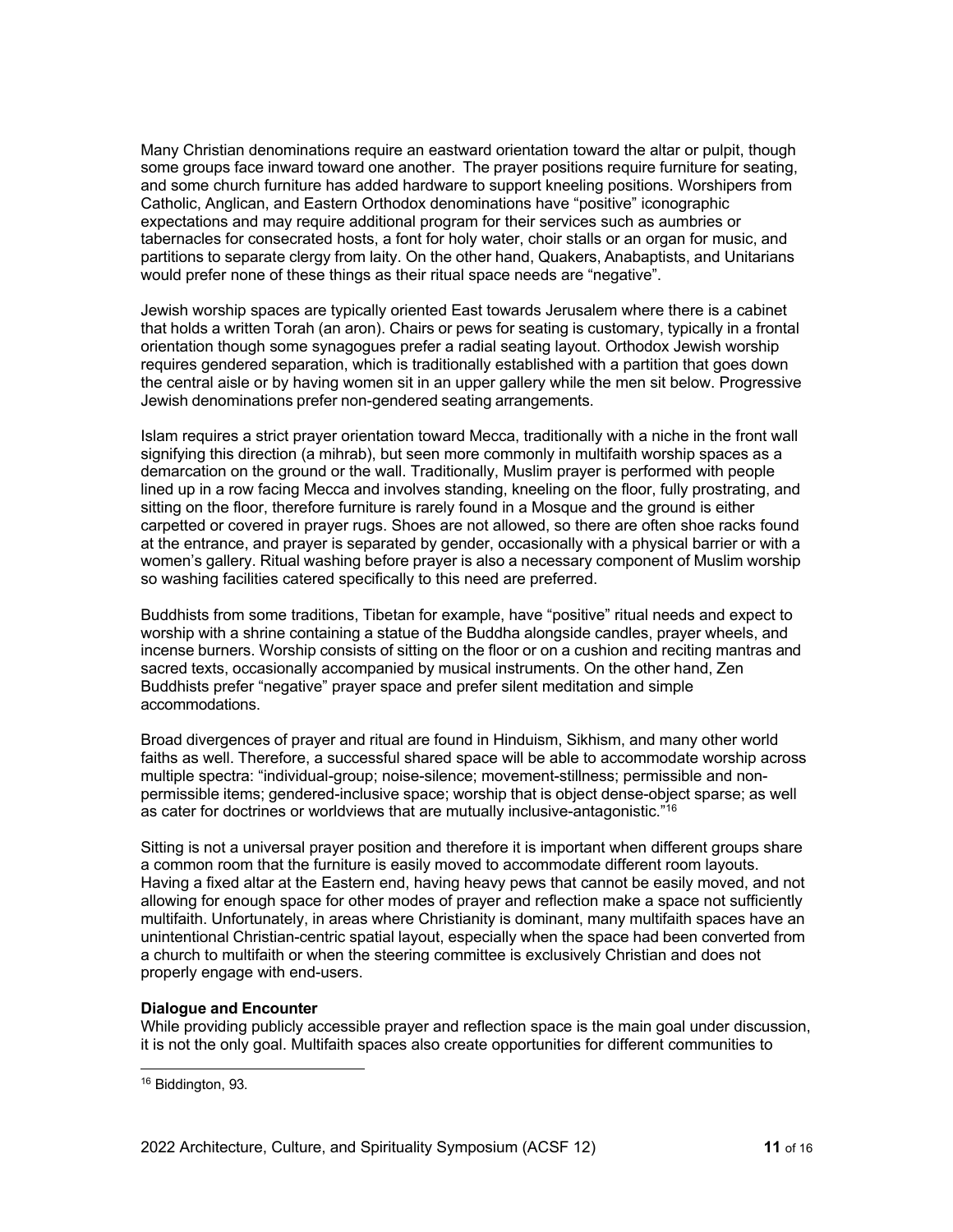Many Christian denominations require an eastward orientation toward the altar or pulpit, though some groups face inward toward one another. The prayer positions require furniture for seating, and some church furniture has added hardware to support kneeling positions. Worshipers from Catholic, Anglican, and Eastern Orthodox denominations have "positive" iconographic expectations and may require additional program for their services such as aumbries or tabernacles for consecrated hosts, a font for holy water, choir stalls or an organ for music, and partitions to separate clergy from laity. On the other hand, Quakers, Anabaptists, and Unitarians would prefer none of these things as their ritual space needs are "negative".

Jewish worship spaces are typically oriented East towards Jerusalem where there is a cabinet that holds a written Torah (an aron). Chairs or pews for seating is customary, typically in a frontal orientation though some synagogues prefer a radial seating layout. Orthodox Jewish worship requires gendered separation, which is traditionally established with a partition that goes down the central aisle or by having women sit in an upper gallery while the men sit below. Progressive Jewish denominations prefer non-gendered seating arrangements.

Islam requires a strict prayer orientation toward Mecca, traditionally with a niche in the front wall signifying this direction (a mihrab), but seen more commonly in multifaith worship spaces as a demarcation on the ground or the wall. Traditionally, Muslim prayer is performed with people lined up in a row facing Mecca and involves standing, kneeling on the floor, fully prostrating, and sitting on the floor, therefore furniture is rarely found in a Mosque and the ground is either carpetted or covered in prayer rugs. Shoes are not allowed, so there are often shoe racks found at the entrance, and prayer is separated by gender, occasionally with a physical barrier or with a women's gallery. Ritual washing before prayer is also a necessary component of Muslim worship so washing facilities catered specifically to this need are preferred.

Buddhists from some traditions, Tibetan for example, have "positive" ritual needs and expect to worship with a shrine containing a statue of the Buddha alongside candles, prayer wheels, and incense burners. Worship consists of sitting on the floor or on a cushion and reciting mantras and sacred texts, occasionally accompanied by musical instruments. On the other hand, Zen Buddhists prefer "negative" prayer space and prefer silent meditation and simple accommodations.

Broad divergences of prayer and ritual are found in Hinduism, Sikhism, and many other world faiths as well. Therefore, a successful shared space will be able to accommodate worship across multiple spectra: "individual-group; noise-silence; movement-stillness; permissible and non-permissible items; gendered-inclusive space; worship that is object dense-object sparse; as well as cater for doctrines or worldviews that are mutually inclusive-antagonistic."[16]

Sitting is not a universal prayer position and therefore it is important when different groups share a common room that the furniture is easily moved to accommodate different room layouts. Having a fixed altar at the Eastern end, having heavy pews that cannot be easily moved, and not allowing for enough space for other modes of prayer and reflection make a space not sufficiently multifaith. Unfortunately, in areas where Christianity is dominant, many multifaith spaces have an unintentional Christian-centric spatial layout, especially when the space had been converted from a church to multifaith or when the steering committee is exclusively Christian and does not properly engage with end-users.

**Dialogue and Encounter**

While providing publicly accessible prayer and reflection space is the main goal under discussion, it is not the only goal. Multifaith spaces also create opportunities for different communities to

[16] Biddington, 93.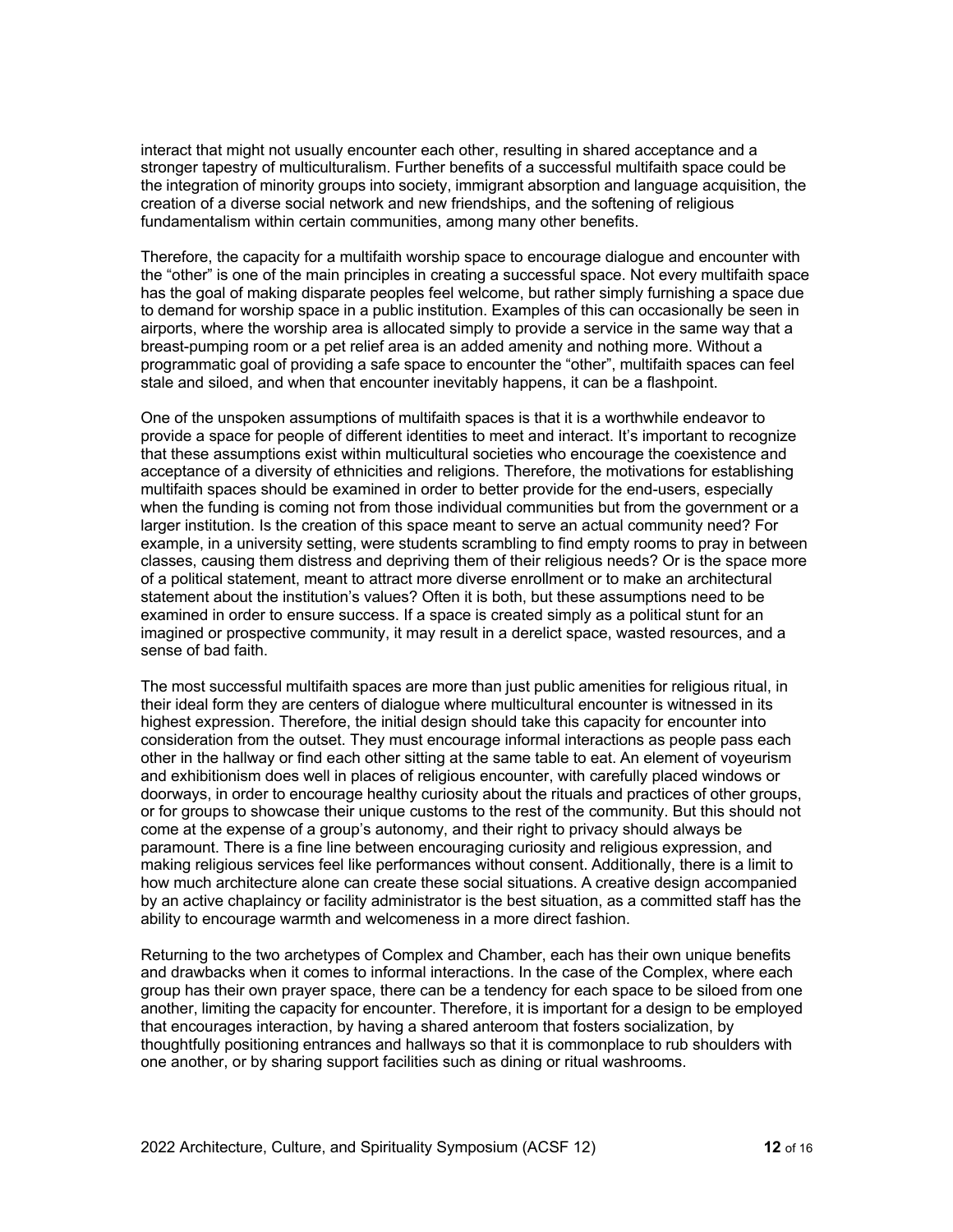interact that might not usually encounter each other, resulting in shared acceptance and a stronger tapestry of multiculturalism. Further benefits of a successful multifaith space could be the integration of minority groups into society, immigrant absorption and language acquisition, the creation of a diverse social network and new friendships, and the softening of religious fundamentalism within certain communities, among many other benefits.

Therefore, the capacity for a multifaith worship space to encourage dialogue and encounter with the "other" is one of the main principles in creating a successful space. Not every multifaith space has the goal of making disparate peoples feel welcome, but rather simply furnishing a space due to demand for worship space in a public institution. Examples of this can occasionally be seen in airports, where the worship area is allocated simply to provide a service in the same way that a breast-pumping room or a pet relief area is an added amenity and nothing more. Without a programmatic goal of providing a safe space to encounter the "other", multifaith spaces can feel stale and siloed, and when that encounter inevitably happens, it can be a flashpoint.

One of the unspoken assumptions of multifaith spaces is that it is a worthwhile endeavor to provide a space for people of different identities to meet and interact. It's important to recognize that these assumptions exist within multicultural societies who encourage the coexistence and acceptance of a diversity of ethnicities and religions. Therefore, the motivations for establishing multifaith spaces should be examined in order to better provide for the end-users, especially when the funding is coming not from those individual communities but from the government or a larger institution. Is the creation of this space meant to serve an actual community need? For example, in a university setting, were students scrambling to find empty rooms to pray in between classes, causing them distress and depriving them of their religious needs? Or is the space more of a political statement, meant to attract more diverse enrollment or to make an architectural statement about the institution's values? Often it is both, but these assumptions need to be examined in order to ensure success. If a space is created simply as a political stunt for an imagined or prospective community, it may result in a derelict space, wasted resources, and a sense of bad faith.

The most successful multifaith spaces are more than just public amenities for religious ritual, in their ideal form they are centers of dialogue where multicultural encounter is witnessed in its highest expression. Therefore, the initial design should take this capacity for encounter into consideration from the outset. They must encourage informal interactions as people pass each other in the hallway or find each other sitting at the same table to eat. An element of voyeurism and exhibitionism does well in places of religious encounter, with carefully placed windows or doorways, in order to encourage healthy curiosity about the rituals and practices of other groups, or for groups to showcase their unique customs to the rest of the community. But this should not come at the expense of a group's autonomy, and their right to privacy should always be paramount. There is a fine line between encouraging curiosity and religious expression, and making religious services feel like performances without consent. Additionally, there is a limit to how much architecture alone can create these social situations. A creative design accompanied by an active chaplaincy or facility administrator is the best situation, as a committed staff has the ability to encourage warmth and welcomeness in a more direct fashion.

Returning to the two archetypes of Complex and Chamber, each has their own unique benefits and drawbacks when it comes to informal interactions. In the case of the Complex, where each group has their own prayer space, there can be a tendency for each space to be siloed from one another, limiting the capacity for encounter. Therefore, it is important for a design to be employed that encourages interaction, by having a shared anteroom that fosters socialization, by thoughtfully positioning entrances and hallways so that it is commonplace to rub shoulders with one another, or by sharing support facilities such as dining or ritual washrooms.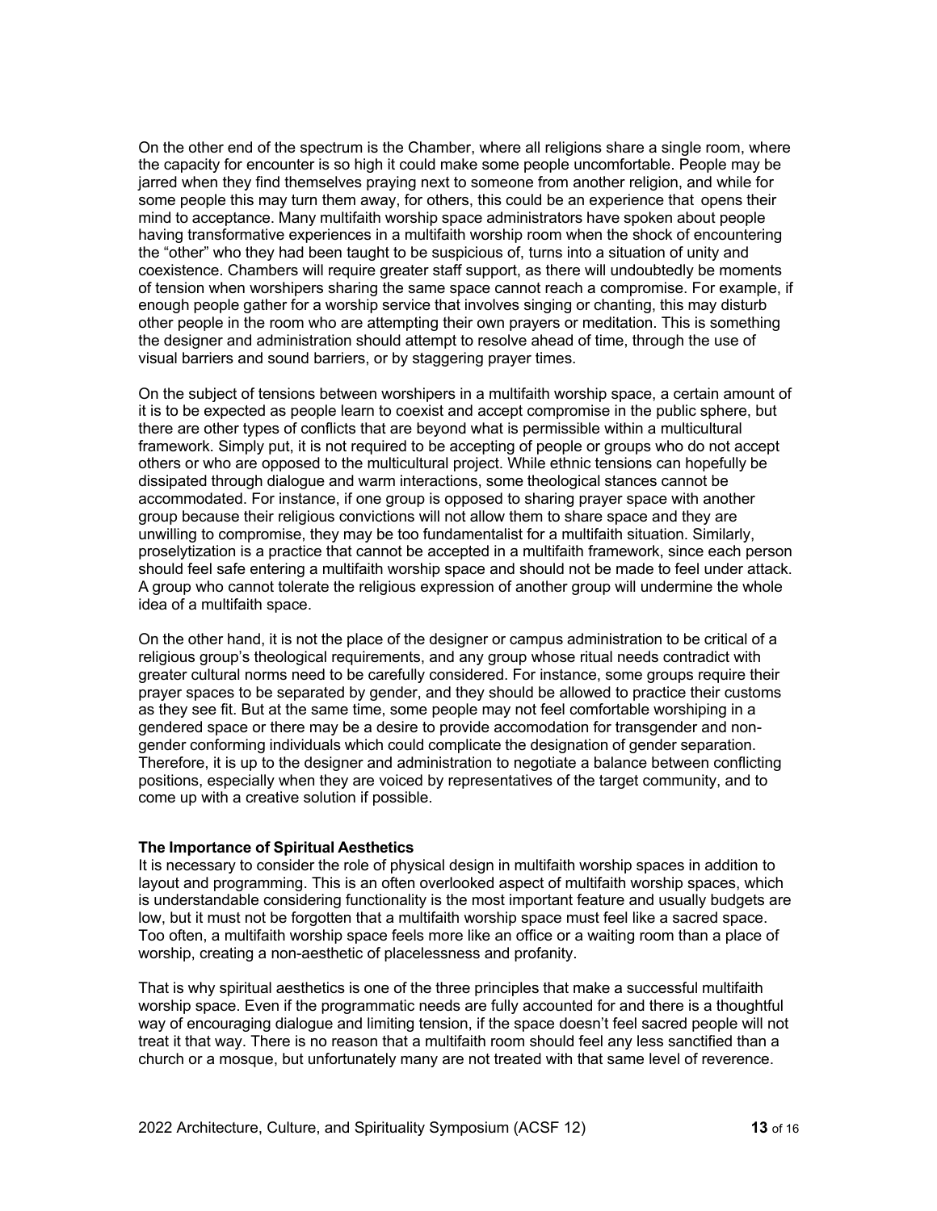On the other end of the spectrum is the Chamber, where all religions share a single room, where the capacity for encounter is so high it could make some people uncomfortable. People may be jarred when they find themselves praying next to someone from another religion, and while for some people this may turn them away, for others, this could be an experience that opens their mind to acceptance. Many multifaith worship space administrators have spoken about people having transformative experiences in a multifaith worship room when the shock of encountering the "other" who they had been taught to be suspicious of, turns into a situation of unity and coexistence. Chambers will require greater staff support, as there will undoubtedly be moments of tension when worshipers sharing the same space cannot reach a compromise. For example, if enough people gather for a worship service that involves singing or chanting, this may disturb other people in the room who are attempting their own prayers or meditation. This is something the designer and administration should attempt to resolve ahead of time, through the use of visual barriers and sound barriers, or by staggering prayer times.

On the subject of tensions between worshipers in a multifaith worship space, a certain amount of it is to be expected as people learn to coexist and accept compromise in the public sphere, but there are other types of conflicts that are beyond what is permissible within a multicultural framework. Simply put, it is not required to be accepting of people or groups who do not accept others or who are opposed to the multicultural project. While ethnic tensions can hopefully be dissipated through dialogue and warm interactions, some theological stances cannot be accommodated. For instance, if one group is opposed to sharing prayer space with another group because their religious convictions will not allow them to share space and they are unwilling to compromise, they may be too fundamentalist for a multifaith situation. Similarly, proselytization is a practice that cannot be accepted in a multifaith framework, since each person should feel safe entering a multifaith worship space and should not be made to feel under attack. A group who cannot tolerate the religious expression of another group will undermine the whole idea of a multifaith space.

On the other hand, it is not the place of the designer or campus administration to be critical of a religious group's theological requirements, and any group whose ritual needs contradict with greater cultural norms need to be carefully considered. For instance, some groups require their prayer spaces to be separated by gender, and they should be allowed to practice their customs as they see fit. But at the same time, some people may not feel comfortable worshiping in a gendered space or there may be a desire to provide accomodation for transgender and non-gender conforming individuals which could complicate the designation of gender separation. Therefore, it is up to the designer and administration to negotiate a balance between conflicting positions, especially when they are voiced by representatives of the target community, and to come up with a creative solution if possible.

**The Importance of Spiritual Aesthetics**

It is necessary to consider the role of physical design in multifaith worship spaces in addition to layout and programming. This is an often overlooked aspect of multifaith worship spaces, which is understandable considering functionality is the most important feature and usually budgets are low, but it must not be forgotten that a multifaith worship space must feel like a sacred space. Too often, a multifaith worship space feels more like an office or a waiting room than a place of worship, creating a non-aesthetic of placelessness and profanity.

That is why spiritual aesthetics is one of the three principles that make a successful multifaith worship space. Even if the programmatic needs are fully accounted for and there is a thoughtful way of encouraging dialogue and limiting tension, if the space doesn't feel sacred people will not treat it that way. There is no reason that a multifaith room should feel any less sanctified than a church or a mosque, but unfortunately many are not treated with that same level of reverence.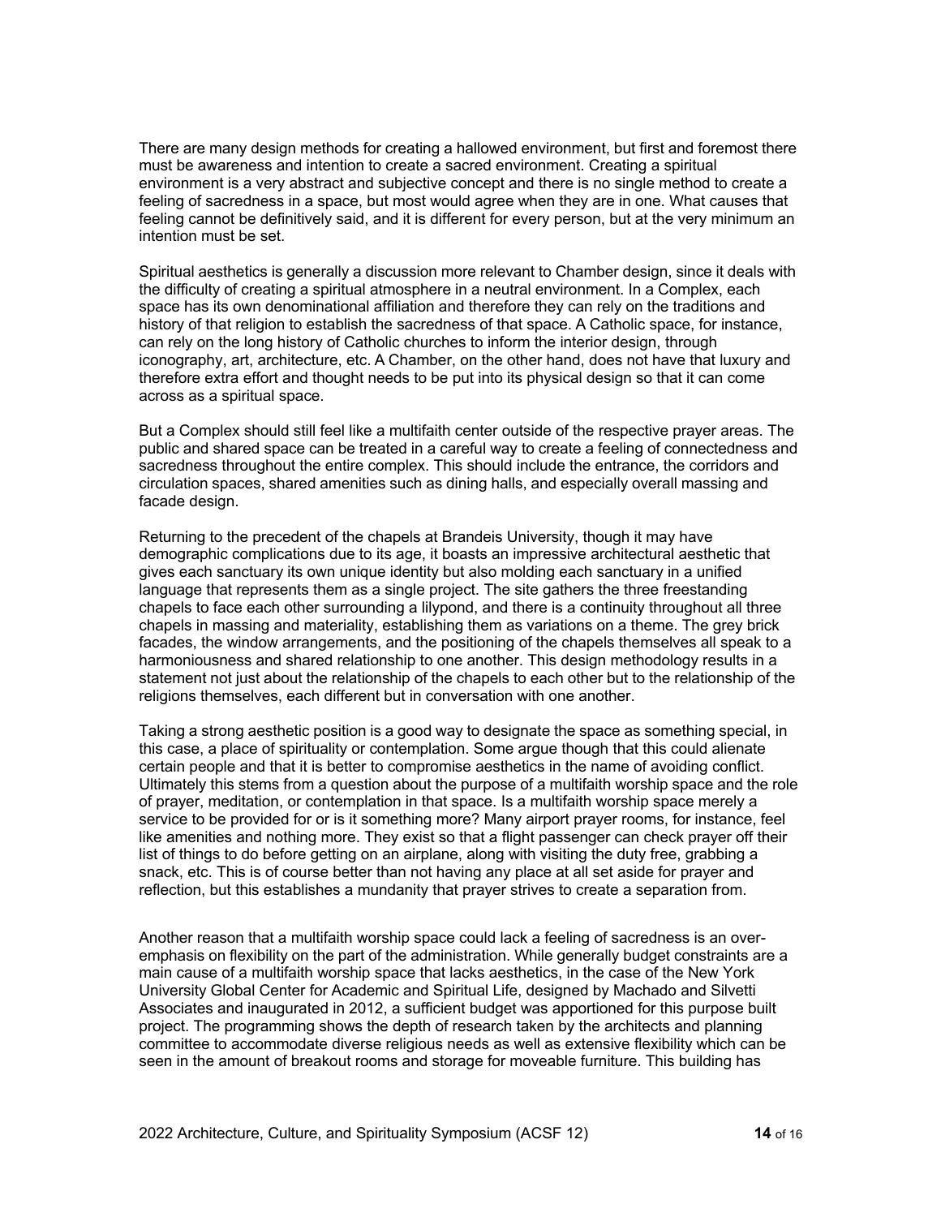There are many design methods for creating a hallowed environment, but first and foremost there must be awareness and intention to create a sacred environment. Creating a spiritual environment is a very abstract and subjective concept and there is no single method to create a feeling of sacredness in a space, but most would agree when they are in one. What causes that feeling cannot be definitively said, and it is different for every person, but at the very minimum an intention must be set.

Spiritual aesthetics is generally a discussion more relevant to Chamber design, since it deals with the difficulty of creating a spiritual atmosphere in a neutral environment. In a Complex, each space has its own denominational affiliation and therefore they can rely on the traditions and history of that religion to establish the sacredness of that space. A Catholic space, for instance, can rely on the long history of Catholic churches to inform the interior design, through iconography, art, architecture, etc. A Chamber, on the other hand, does not have that luxury and therefore extra effort and thought needs to be put into its physical design so that it can come across as a spiritual space.

But a Complex should still feel like a multifaith center outside of the respective prayer areas. The public and shared space can be treated in a careful way to create a feeling of connectedness and sacredness throughout the entire complex. This should include the entrance, the corridors and circulation spaces, shared amenities such as dining halls, and especially overall massing and facade design.

Returning to the precedent of the chapels at Brandeis University, though it may have demographic complications due to its age, it boasts an impressive architectural aesthetic that gives each sanctuary its own unique identity but also molding each sanctuary in a unified language that represents them as a single project. The site gathers the three freestanding chapels to face each other surrounding a lilypond, and there is a continuity throughout all three chapels in massing and materiality, establishing them as variations on a theme. The grey brick facades, the window arrangements, and the positioning of the chapels themselves all speak to a harmoniousness and shared relationship to one another. This design methodology results in a statement not just about the relationship of the chapels to each other but to the relationship of the religions themselves, each different but in conversation with one another.

Taking a strong aesthetic position is a good way to designate the space as something special, in this case, a place of spirituality or contemplation. Some argue though that this could alienate certain people and that it is better to compromise aesthetics in the name of avoiding conflict. Ultimately this stems from a question about the purpose of a multifaith worship space and the role of prayer, meditation, or contemplation in that space. Is a multifaith worship space merely a service to be provided for or is it something more? Many airport prayer rooms, for instance, feel like amenities and nothing more. They exist so that a flight passenger can check prayer off their list of things to do before getting on an airplane, along with visiting the duty free, grabbing a snack, etc. This is of course better than not having any place at all set aside for prayer and reflection, but this establishes a mundanity that prayer strives to create a separation from.

Another reason that a multifaith worship space could lack a feeling of sacredness is an over-emphasis on flexibility on the part of the administration. While generally budget constraints are a main cause of a multifaith worship space that lacks aesthetics, in the case of the New York University Global Center for Academic and Spiritual Life, designed by Machado and Silvetti Associates and inaugurated in 2012, a sufficient budget was apportioned for this purpose built project. The programming shows the depth of research taken by the architects and planning committee to accommodate diverse religious needs as well as extensive flexibility which can be seen in the amount of breakout rooms and storage for moveable furniture. This building has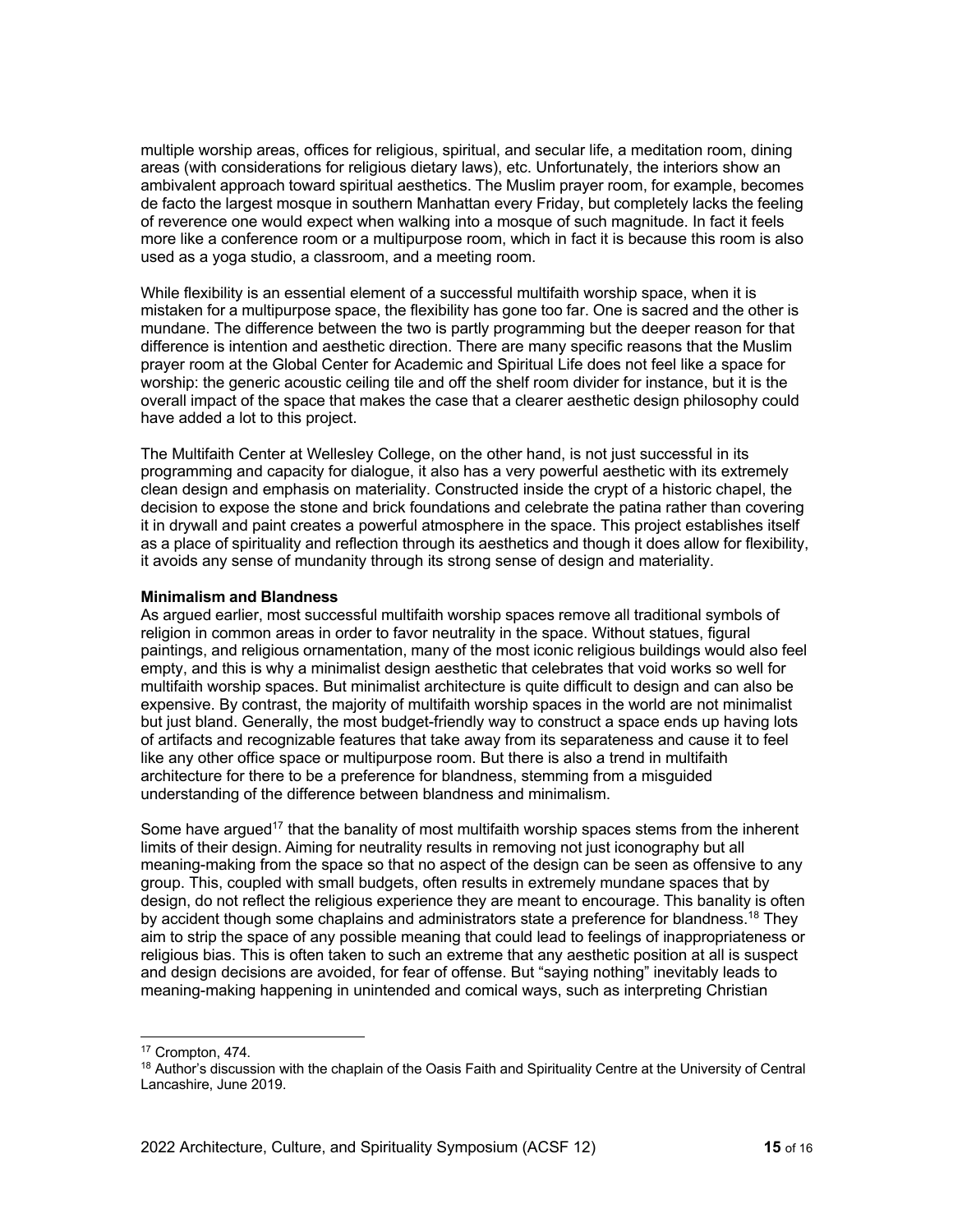multiple worship areas, offices for religious, spiritual, and secular life, a meditation room, dining areas (with considerations for religious dietary laws), etc. Unfortunately, the interiors show an ambivalent approach toward spiritual aesthetics. The Muslim prayer room, for example, becomes de facto the largest mosque in southern Manhattan every Friday, but completely lacks the feeling of reverence one would expect when walking into a mosque of such magnitude. In fact it feels more like a conference room or a multipurpose room, which in fact it is because this room is also used as a yoga studio, a classroom, and a meeting room.

While flexibility is an essential element of a successful multifaith worship space, when it is mistaken for a multipurpose space, the flexibility has gone too far. One is sacred and the other is mundane. The difference between the two is partly programming but the deeper reason for that difference is intention and aesthetic direction. There are many specific reasons that the Muslim prayer room at the Global Center for Academic and Spiritual Life does not feel like a space for worship: the generic acoustic ceiling tile and off the shelf room divider for instance, but it is the overall impact of the space that makes the case that a clearer aesthetic design philosophy could have added a lot to this project.

The Multifaith Center at Wellesley College, on the other hand, is not just successful in its programming and capacity for dialogue, it also has a very powerful aesthetic with its extremely clean design and emphasis on materiality. Constructed inside the crypt of a historic chapel, the decision to expose the stone and brick foundations and celebrate the patina rather than covering it in drywall and paint creates a powerful atmosphere in the space. This project establishes itself as a place of spirituality and reflection through its aesthetics and though it does allow for flexibility, it avoids any sense of mundanity through its strong sense of design and materiality.

**Minimalism and Blandness**

As argued earlier, most successful multifaith worship spaces remove all traditional symbols of religion in common areas in order to favor neutrality in the space. Without statues, figural paintings, and religious ornamentation, many of the most iconic religious buildings would also feel empty, and this is why a minimalist design aesthetic that celebrates that void works so well for multifaith worship spaces. But minimalist architecture is quite difficult to design and can also be expensive. By contrast, the majority of multifaith worship spaces in the world are not minimalist but just bland. Generally, the most budget-friendly way to construct a space ends up having lots of artifacts and recognizable features that take away from its separateness and cause it to feel like any other office space or multipurpose room. But there is also a trend in multifaith architecture for there to be a preference for blandness, stemming from a misguided understanding of the difference between blandness and minimalism.

Some have argued[17] that the banality of most multifaith worship spaces stems from the inherent limits of their design. Aiming for neutrality results in removing not just iconography but all meaning-making from the space so that no aspect of the design can be seen as offensive to any group. This, coupled with small budgets, often results in extremely mundane spaces that by design, do not reflect the religious experience they are meant to encourage. This banality is often by accident though some chaplains and administrators state a preference for blandness.[18] They aim to strip the space of any possible meaning that could lead to feelings of inappropriateness or religious bias. This is often taken to such an extreme that any aesthetic position at all is suspect and design decisions are avoided, for fear of offense. But "saying nothing" inevitably leads to meaning-making happening in unintended and comical ways, such as interpreting Christian

[17] Crompton, 474.

[18] Author's discussion with the chaplain of the Oasis Faith and Spirituality Centre at the University of Central Lancashire, June 2019.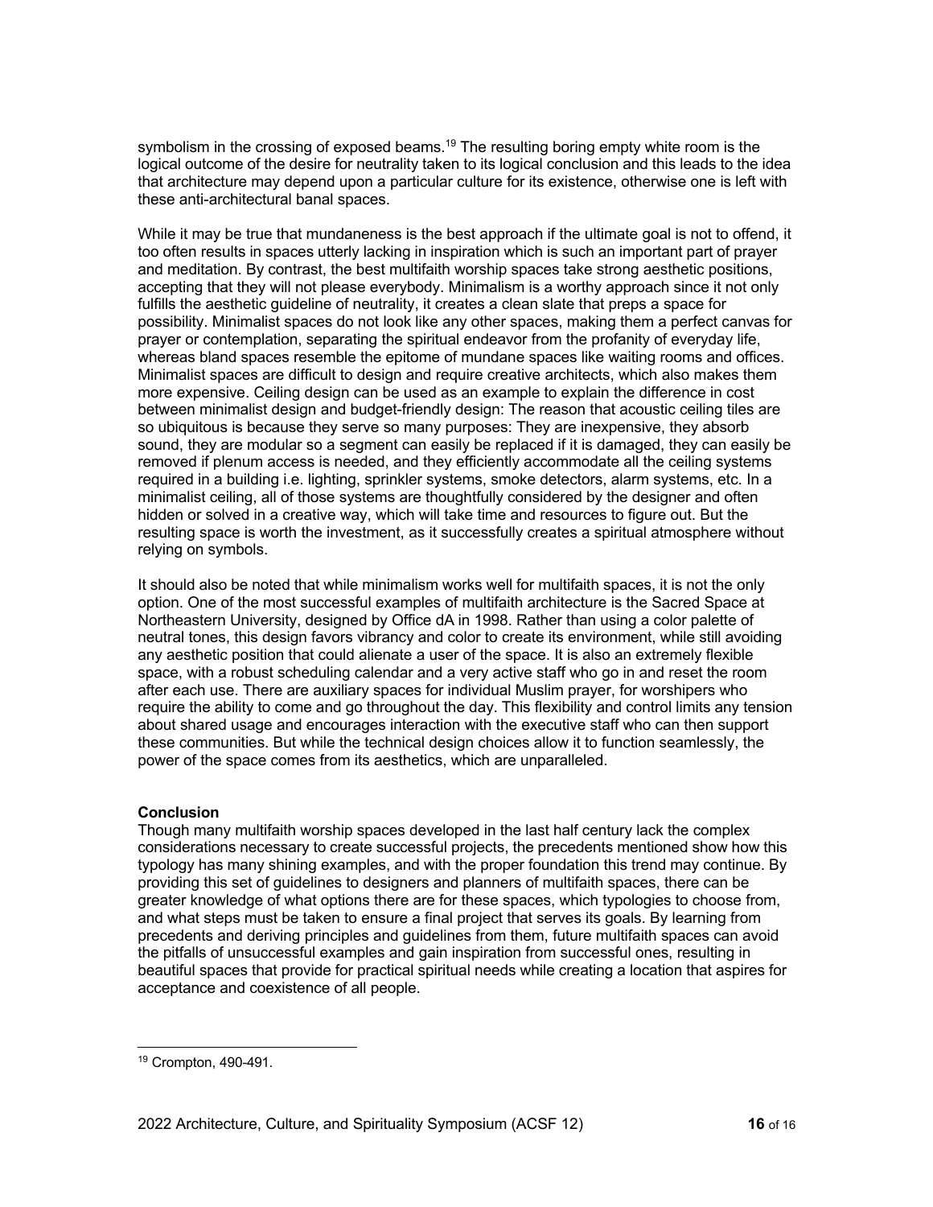symbolism in the crossing of exposed beams.[19] The resulting boring empty white room is the logical outcome of the desire for neutrality taken to its logical conclusion and this leads to the idea that architecture may depend upon a particular culture for its existence, otherwise one is left with these anti-architectural banal spaces.

While it may be true that mundaneness is the best approach if the ultimate goal is not to offend, it too often results in spaces utterly lacking in inspiration which is such an important part of prayer and meditation. By contrast, the best multifaith worship spaces take strong aesthetic positions, accepting that they will not please everybody. Minimalism is a worthy approach since it not only fulfills the aesthetic guideline of neutrality, it creates a clean slate that preps a space for possibility. Minimalist spaces do not look like any other spaces, making them a perfect canvas for prayer or contemplation, separating the spiritual endeavor from the profanity of everyday life, whereas bland spaces resemble the epitome of mundane spaces like waiting rooms and offices. Minimalist spaces are difficult to design and require creative architects, which also makes them more expensive. Ceiling design can be used as an example to explain the difference in cost between minimalist design and budget-friendly design: The reason that acoustic ceiling tiles are so ubiquitous is because they serve so many purposes: They are inexpensive, they absorb sound, they are modular so a segment can easily be replaced if it is damaged, they can easily be removed if plenum access is needed, and they efficiently accommodate all the ceiling systems required in a building i.e. lighting, sprinkler systems, smoke detectors, alarm systems, etc. In a minimalist ceiling, all of those systems are thoughtfully considered by the designer and often hidden or solved in a creative way, which will take time and resources to figure out. But the resulting space is worth the investment, as it successfully creates a spiritual atmosphere without relying on symbols.

It should also be noted that while minimalism works well for multifaith spaces, it is not the only option. One of the most successful examples of multifaith architecture is the Sacred Space at Northeastern University, designed by Office dA in 1998. Rather than using a color palette of neutral tones, this design favors vibrancy and color to create its environment, while still avoiding any aesthetic position that could alienate a user of the space. It is also an extremely flexible space, with a robust scheduling calendar and a very active staff who go in and reset the room after each use. There are auxiliary spaces for individual Muslim prayer, for worshipers who require the ability to come and go throughout the day. This flexibility and control limits any tension about shared usage and encourages interaction with the executive staff who can then support these communities. But while the technical design choices allow it to function seamlessly, the power of the space comes from its aesthetics, which are unparalleled.

**Conclusion**

Though many multifaith worship spaces developed in the last half century lack the complex considerations necessary to create successful projects, the precedents mentioned show how this typology has many shining examples, and with the proper foundation this trend may continue. By providing this set of guidelines to designers and planners of multifaith spaces, there can be greater knowledge of what options there are for these spaces, which typologies to choose from, and what steps must be taken to ensure a final project that serves its goals. By learning from precedents and deriving principles and guidelines from them, future multifaith spaces can avoid the pitfalls of unsuccessful examples and gain inspiration from successful ones, resulting in beautiful spaces that provide for practical spiritual needs while creating a location that aspires for acceptance and coexistence of all people.

---

[19] Crompton, 490-491.